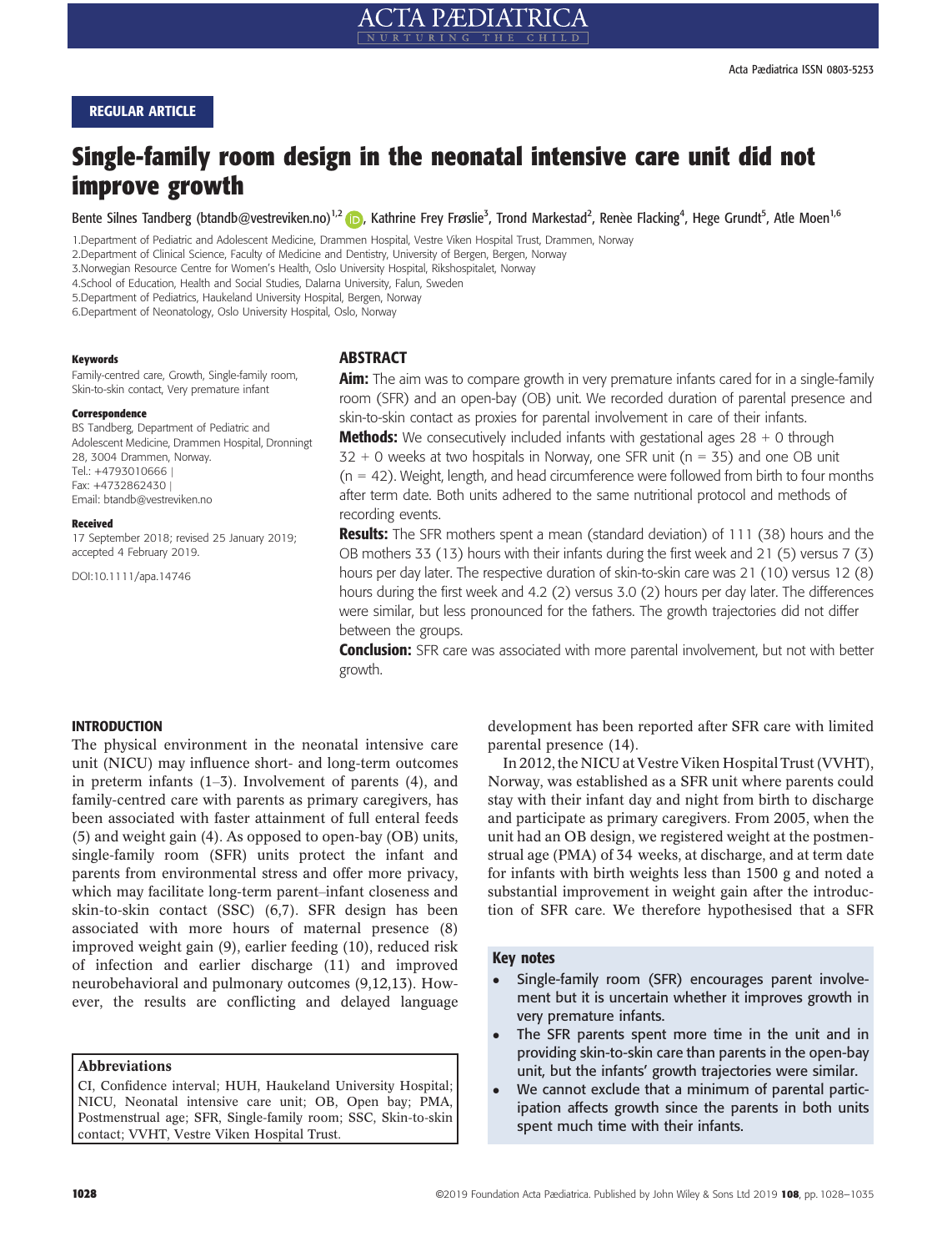REGULAR ARTICLE

# Single-family room design in the neonatal intensive care unit did not improve growth

Bente Silnes Tandberg (btandb@vestreviken.no)[1,2], Kathrine Frey Frøslie[3], Trond Markestad[2], Renèe Flacking[4], Hege Grundt[5], Atle Moen[1,6]

1.Department of Pediatric and Adolescent Medicine, Drammen Hospital, Vestre Viken Hospital Trust, Drammen, Norway
2.Department of Clinical Science, Faculty of Medicine and Dentistry, University of Bergen, Bergen, Norway
3.Norwegian Resource Centre for Women's Health, Oslo University Hospital, Rikshospitalet, Norway
4.School of Education, Health and Social Studies, Dalarna University, Falun, Sweden
5.Department of Pediatrics, Haukeland University Hospital, Bergen, Norway
6.Department of Neonatology, Oslo University Hospital, Oslo, Norway

**Keywords**
Family-centred care, Growth, Single-family room, Skin-to-skin contact, Very premature infant

**Correspondence**
BS Tandberg, Department of Pediatric and Adolescent Medicine, Drammen Hospital, Dronningt 28, 3004 Drammen, Norway.
Tel.: +4793010666 |
Fax: +4732862430 |
Email: btandb@vestreviken.no

**Received**
17 September 2018; revised 25 January 2019; accepted 4 February 2019.

DOI:10.1111/apa.14746

## ABSTRACT

**Aim:** The aim was to compare growth in very premature infants cared for in a single-family room (SFR) and an open-bay (OB) unit. We recorded duration of parental presence and skin-to-skin contact as proxies for parental involvement in care of their infants.

**Methods:** We consecutively included infants with gestational ages 28 + 0 through 32 + 0 weeks at two hospitals in Norway, one SFR unit (n = 35) and one OB unit (n = 42). Weight, length, and head circumference were followed from birth to four months after term date. Both units adhered to the same nutritional protocol and methods of recording events.

**Results:** The SFR mothers spent a mean (standard deviation) of 111 (38) hours and the OB mothers 33 (13) hours with their infants during the first week and 21 (5) versus 7 (3) hours per day later. The respective duration of skin-to-skin care was 21 (10) versus 12 (8) hours during the first week and 4.2 (2) versus 3.0 (2) hours per day later. The differences were similar, but less pronounced for the fathers. The growth trajectories did not differ between the groups.

**Conclusion:** SFR care was associated with more parental involvement, but not with better growth.

## INTRODUCTION

The physical environment in the neonatal intensive care unit (NICU) may influence short- and long-term outcomes in preterm infants (1–3). Involvement of parents (4), and family-centred care with parents as primary caregivers, have been associated with faster attainment of full enteral feeds (5) and weight gain (4). As opposed to open-bay (OB) units, single-family room (SFR) units protect the infant and parents from environmental stress and offer more privacy, which may facilitate long-term parent–infant closeness and skin-to-skin contact (SSC) (6,7). SFR design has been associated with more hours of maternal presence (8) improved weight gain (9), earlier feeding (10), reduced risk of infection and earlier discharge (11) and improved neurobehavioral and pulmonary outcomes (9,12,13). However, the results are conflicting and delayed language development has been reported after SFR care with limited parental presence (14).

In 2012, the NICU at Vestre Viken Hospital Trust (VVHT), Norway, was established as a SFR unit where parents could stay with their infant day and night from birth to discharge and participate as primary caregivers. From 2005, when the unit had an OB design, we registered weight at the postmenstrual age (PMA) of 34 weeks, at discharge, and at term date for infants with birth weights less than 1500 g and noted a substantial improvement in weight gain after the introduction of SFR care. We therefore hypothesised that a SFR

**Abbreviations**
CI, Confidence interval; HUH, Haukeland University Hospital; NICU, Neonatal intensive care unit; OB, Open bay; PMA, Postmenstrual age; SFR, Single-family room; SSC, Skin-to-skin contact; VVHT, Vestre Viken Hospital Trust.

**Key notes**
- Single-family room (SFR) encourages parent involvement but it is uncertain whether it improves growth in very premature infants.
- The SFR parents spent more time in the unit and in providing skin-to-skin care than parents in the open-bay unit, but the infants' growth trajectories were similar.
- We cannot exclude that a minimum of parental participation affects growth since the parents in both units spent much time with their infants.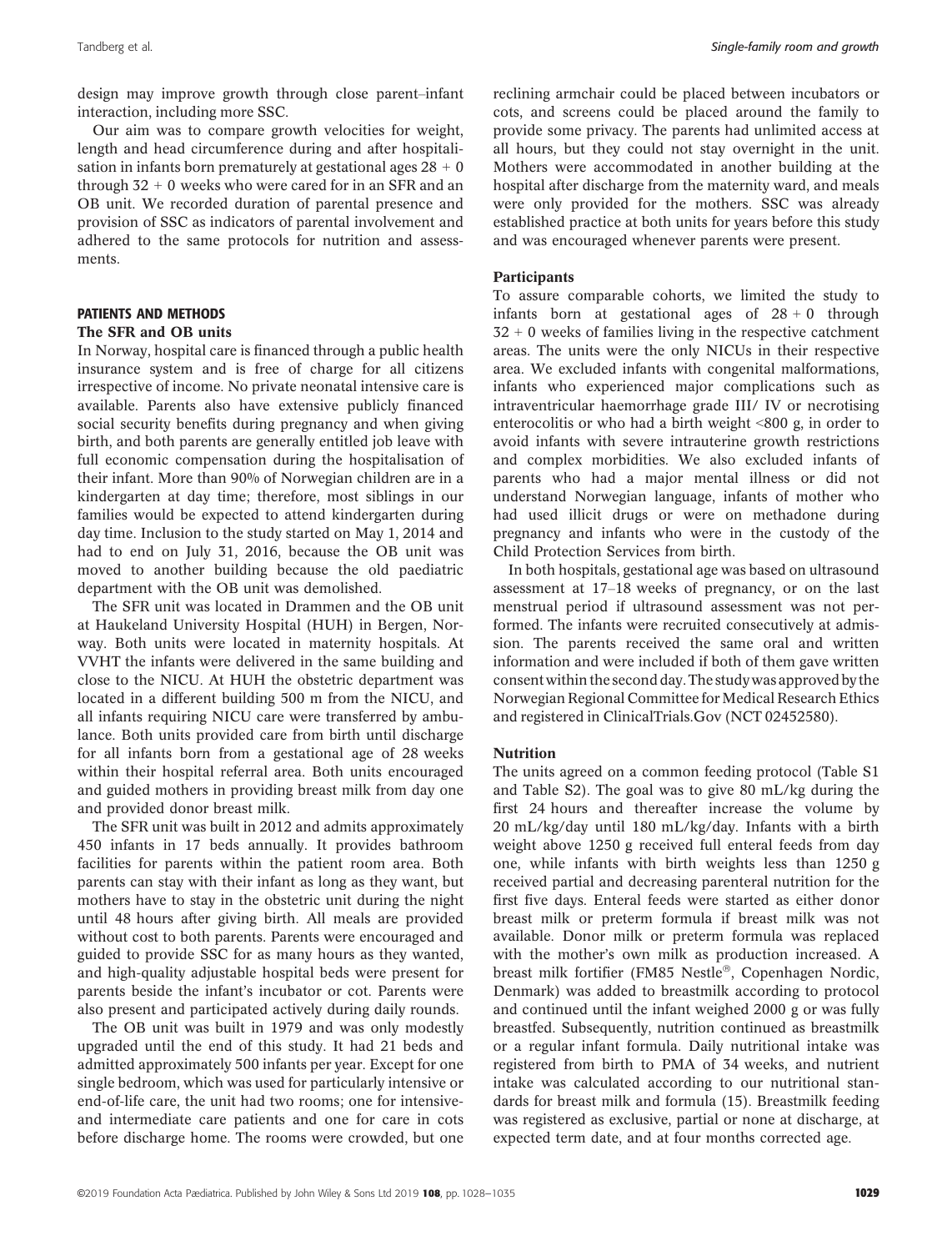design may improve growth through close parent–infant interaction, including more SSC.

Our aim was to compare growth velocities for weight, length and head circumference during and after hospitalisation in infants born prematurely at gestational ages 28 + 0 through 32 + 0 weeks who were cared for in an SFR and an OB unit. We recorded duration of parental presence and provision of SSC as indicators of parental involvement and adhered to the same protocols for nutrition and assessments.

## PATIENTS AND METHODS

### The SFR and OB units

In Norway, hospital care is financed through a public health insurance system and is free of charge for all citizens irrespective of income. No private neonatal intensive care is available. Parents also have extensive publicly financed social security benefits during pregnancy and when giving birth, and both parents are generally entitled job leave with full economic compensation during the hospitalisation of their infant. More than 90% of Norwegian children are in a kindergarten at day time; therefore, most siblings in our families would be expected to attend kindergarten during day time. Inclusion to the study started on May 1, 2014 and had to end on July 31, 2016, because the OB unit was moved to another building because the old paediatric department with the OB unit was demolished.

The SFR unit was located in Drammen and the OB unit at Haukeland University Hospital (HUH) in Bergen, Norway. Both units were located in maternity hospitals. At VVHT the infants were delivered in the same building and close to the NICU. At HUH the obstetric department was located in a different building 500 m from the NICU, and all infants requiring NICU care were transferred by ambulance. Both units provided care from birth until discharge for all infants born from a gestational age of 28 weeks within their hospital referral area. Both units encouraged and guided mothers in providing breast milk from day one and provided donor breast milk.

The SFR unit was built in 2012 and admits approximately 450 infants in 17 beds annually. It provides bathroom facilities for parents within the patient room area. Both parents can stay with their infant as long as they want, but mothers have to stay in the obstetric unit during the night until 48 hours after giving birth. All meals are provided without cost to both parents. Parents were encouraged and guided to provide SSC for as many hours as they wanted, and high-quality adjustable hospital beds were present for parents beside the infant's incubator or cot. Parents were also present and participated actively during daily rounds.

The OB unit was built in 1979 and was only modestly upgraded until the end of this study. It had 21 beds and admitted approximately 500 infants per year. Except for one single bedroom, which was used for particularly intensive or end-of-life care, the unit had two rooms; one for intensive- and intermediate care patients and one for care in cots before discharge home. The rooms were crowded, but one reclining armchair could be placed between incubators or cots, and screens could be placed around the family to provide some privacy. The parents had unlimited access at all hours, but they could not stay overnight in the unit. Mothers were accommodated in another building at the hospital after discharge from the maternity ward, and meals were only provided for the mothers. SSC was already established practice at both units for years before this study and was encouraged whenever parents were present.

### Participants

To assure comparable cohorts, we limited the study to infants born at gestational ages of 28 + 0 through 32 + 0 weeks of families living in the respective catchment areas. The units were the only NICUs in their respective area. We excluded infants with congenital malformations, infants who experienced major complications such as intraventricular haemorrhage grade III/ IV or necrotising enterocolitis or who had a birth weight <800 g, in order to avoid infants with severe intrauterine growth restrictions and complex morbidities. We also excluded infants of parents who had a major mental illness or did not understand Norwegian language, infants of mother who had used illicit drugs or were on methadone during pregnancy and infants who were in the custody of the Child Protection Services from birth.

In both hospitals, gestational age was based on ultrasound assessment at 17–18 weeks of pregnancy, or on the last menstrual period if ultrasound assessment was not performed. The infants were recruited consecutively at admission. The parents received the same oral and written information and were included if both of them gave written consent within the second day. The study was approved by the Norwegian Regional Committee for Medical Research Ethics and registered in ClinicalTrials.Gov (NCT 02452580).

### Nutrition

The units agreed on a common feeding protocol (Table S1 and Table S2). The goal was to give 80 mL/kg during the first 24 hours and thereafter increase the volume by 20 mL/kg/day until 180 mL/kg/day. Infants with a birth weight above 1250 g received full enteral feeds from day one, while infants with birth weights less than 1250 g received partial and decreasing parenteral nutrition for the first five days. Enteral feeds were started as either donor breast milk or preterm formula if breast milk was not available. Donor milk or preterm formula was replaced with the mother's own milk as production increased. A breast milk fortifier (FM85 Nestle®, Copenhagen Nordic, Denmark) was added to breastmilk according to protocol and continued until the infant weighed 2000 g or was fully breastfed. Subsequently, nutrition continued as breastmilk or a regular infant formula. Daily nutritional intake was registered from birth to PMA of 34 weeks, and nutrient intake was calculated according to our nutritional standards for breast milk and formula (15). Breastmilk feeding was registered as exclusive, partial or none at discharge, at expected term date, and at four months corrected age.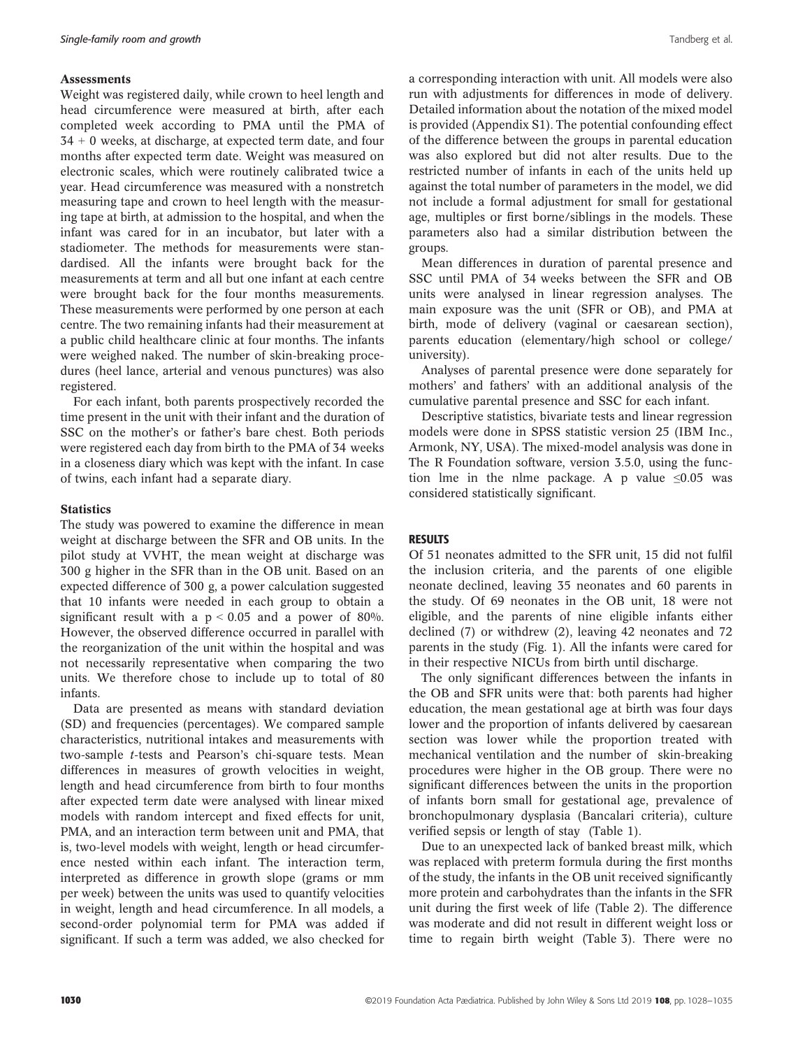### Assessments

Weight was registered daily, while crown to heel length and head circumference were measured at birth, after each completed week according to PMA until the PMA of 34 + 0 weeks, at discharge, at expected term date, and four months after expected term date. Weight was measured on electronic scales, which were routinely calibrated twice a year. Head circumference was measured with a nonstretch measuring tape and crown to heel length with the measuring tape at birth, at admission to the hospital, and when the infant was cared for in an incubator, but later with a stadiometer. The methods for measurements were standardised. All the infants were brought back for the measurements at term and all but one infant at each centre were brought back for the four months measurements. These measurements were performed by one person at each centre. The two remaining infants had their measurement at a public child healthcare clinic at four months. The infants were weighed naked. The number of skin-breaking procedures (heel lance, arterial and venous punctures) was also registered.

For each infant, both parents prospectively recorded the time present in the unit with their infant and the duration of SSC on the mother's or father's bare chest. Both periods were registered each day from birth to the PMA of 34 weeks in a closeness diary which was kept with the infant. In case of twins, each infant had a separate diary.

### Statistics

The study was powered to examine the difference in mean weight at discharge between the SFR and OB units. In the pilot study at VVHT, the mean weight at discharge was 300 g higher in the SFR than in the OB unit. Based on an expected difference of 300 g, a power calculation suggested that 10 infants were needed in each group to obtain a significant result with a $p < 0.05$ and a power of 80%. However, the observed difference occurred in parallel with the reorganization of the unit within the hospital and was not necessarily representative when comparing the two units. We therefore chose to include up to total of 80 infants.

Data are presented as means with standard deviation (SD) and frequencies (percentages). We compared sample characteristics, nutritional intakes and measurements with two-sample *t*-tests and Pearson's chi-square tests. Mean differences in measures of growth velocities in weight, length and head circumference from birth to four months after expected term date were analysed with linear mixed models with random intercept and fixed effects for unit, PMA, and an interaction term between unit and PMA, that is, two-level models with weight, length or head circumference nested within each infant. The interaction term, interpreted as difference in growth slope (grams or mm per week) between the units was used to quantify velocities in weight, length and head circumference. In all models, a second-order polynomial term for PMA was added if significant. If such a term was added, we also checked for a corresponding interaction with unit. All models were also run with adjustments for differences in mode of delivery. Detailed information about the notation of the mixed model is provided (Appendix S1). The potential confounding effect of the difference between the groups in parental education was also explored but did not alter results. Due to the restricted number of infants in each of the units held up against the total number of parameters in the model, we did not include a formal adjustment for small for gestational age, multiples or first borne/siblings in the models. These parameters also had a similar distribution between the groups.

Mean differences in duration of parental presence and SSC until PMA of 34 weeks between the SFR and OB units were analysed in linear regression analyses. The main exposure was the unit (SFR or OB), and PMA at birth, mode of delivery (vaginal or caesarean section), parents education (elementary/high school or college/university).

Analyses of parental presence were done separately for mothers' and fathers' with an additional analysis of the cumulative parental presence and SSC for each infant.

Descriptive statistics, bivariate tests and linear regression models were done in SPSS statistic version 25 (IBM Inc., Armonk, NY, USA). The mixed-model analysis was done in The R Foundation software, version 3.5.0, using the function lme in the nlme package. A p value $\leq 0.05$ was considered statistically significant.

## RESULTS

Of 51 neonates admitted to the SFR unit, 15 did not fulfil the inclusion criteria, and the parents of one eligible neonate declined, leaving 35 neonates and 60 parents in the study. Of 69 neonates in the OB unit, 18 were not eligible, and the parents of nine eligible infants either declined (7) or withdrew (2), leaving 42 neonates and 72 parents in the study (Fig. 1). All the infants were cared for in their respective NICUs from birth until discharge.

The only significant differences between the infants in the OB and SFR units were that: both parents had higher education, the mean gestational age at birth was four days lower and the proportion of infants delivered by caesarean section was lower while the proportion treated with mechanical ventilation and the number of skin-breaking procedures were higher in the OB group. There were no significant differences between the units in the proportion of infants born small for gestational age, prevalence of bronchopulmonary dysplasia (Bancalari criteria), culture verified sepsis or length of stay (Table 1).

Due to an unexpected lack of banked breast milk, which was replaced with preterm formula during the first months of the study, the infants in the OB unit received significantly more protein and carbohydrates than the infants in the SFR unit during the first week of life (Table 2). The difference was moderate and did not result in different weight loss or time to regain birth weight (Table 3). There were no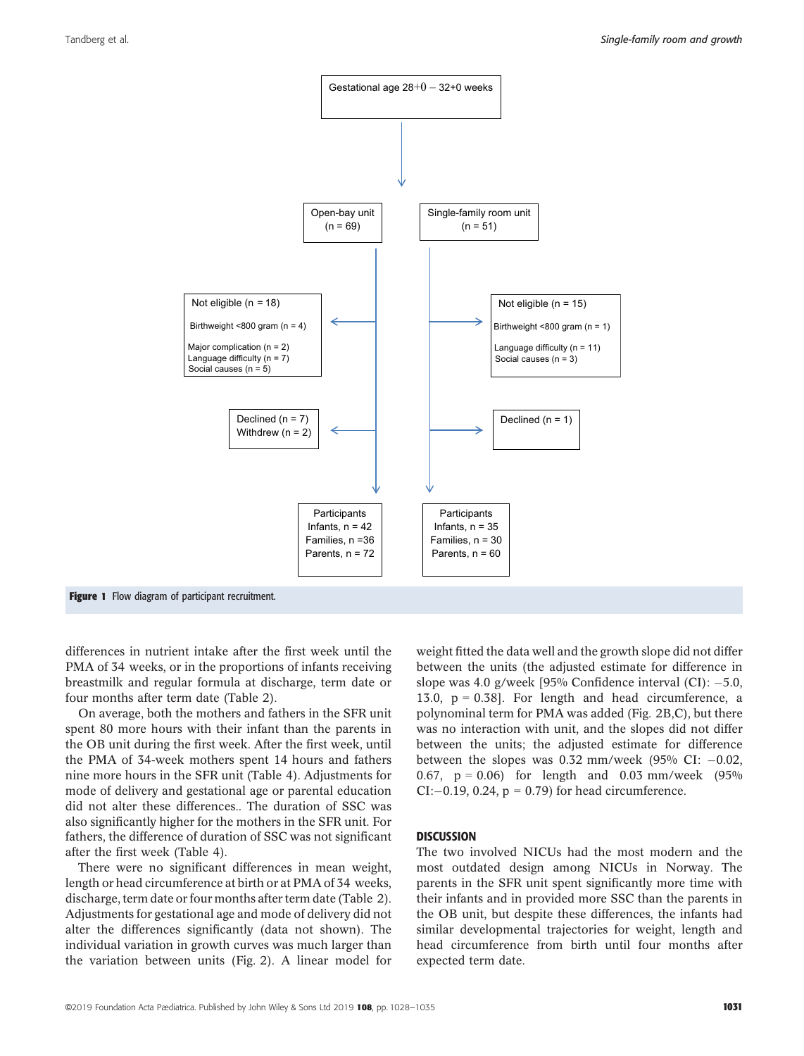Gestational age 28+0 – 32+0 weeks

Open-bay unit (n = 69)

- Not eligible (n = 18)
  - Birthweight <800 gram (n = 4)
  - Major complication (n = 2)
  - Language difficulty (n = 7)
  - Social causes (n = 5)
- Declined (n = 7)
- Withdrew (n = 2)
- Participants: Infants, n = 42; Families, n = 36; Parents, n = 72

Single-family room unit (n = 51)

- Not eligible (n = 15)
  - Birthweight <800 gram (n = 1)
  - Language difficulty (n = 11)
  - Social causes (n = 3)
- Declined (n = 1)
- Participants: Infants, n = 35; Families, n = 30; Parents, n = 60

**Figure 1** Flow diagram of participant recruitment.

differences in nutrient intake after the first week until the PMA of 34 weeks, or in the proportions of infants receiving breastmilk and regular formula at discharge, term date or four months after term date (Table 2).

On average, both the mothers and fathers in the SFR unit spent 80 more hours with their infant than the parents in the OB unit during the first week. After the first week, until the PMA of 34-week mothers spent 14 hours and fathers nine more hours in the SFR unit (Table 4). Adjustments for mode of delivery and gestational age or parental education did not alter these differences.. The duration of SSC was also significantly higher for the mothers in the SFR unit. For fathers, the difference of duration of SSC was not significant after the first week (Table 4).

There were no significant differences in mean weight, length or head circumference at birth or at PMA of 34 weeks, discharge, term date or four months after term date (Table 2). Adjustments for gestational age and mode of delivery did not alter the differences significantly (data not shown). The individual variation in growth curves was much larger than the variation between units (Fig. 2). A linear model for weight fitted the data well and the growth slope did not differ between the units (the adjusted estimate for difference in slope was 4.0 g/week [95% Confidence interval (CI): −5.0, 13.0, p = 0.38]. For length and head circumference, a polynominal term for PMA was added (Fig. 2B,C), but there was no interaction with unit, and the slopes did not differ between the units; the adjusted estimate for difference between the slopes was 0.32 mm/week (95% CI: −0.02, 0.67, p = 0.06) for length and 0.03 mm/week (95% CI:−0.19, 0.24, p = 0.79) for head circumference.

## DISCUSSION

The two involved NICUs had the most modern and the most outdated design among NICUs in Norway. The parents in the SFR unit spent significantly more time with their infants and in provided more SSC than the parents in the OB unit, but despite these differences, the infants had similar developmental trajectories for weight, length and head circumference from birth until four months after expected term date.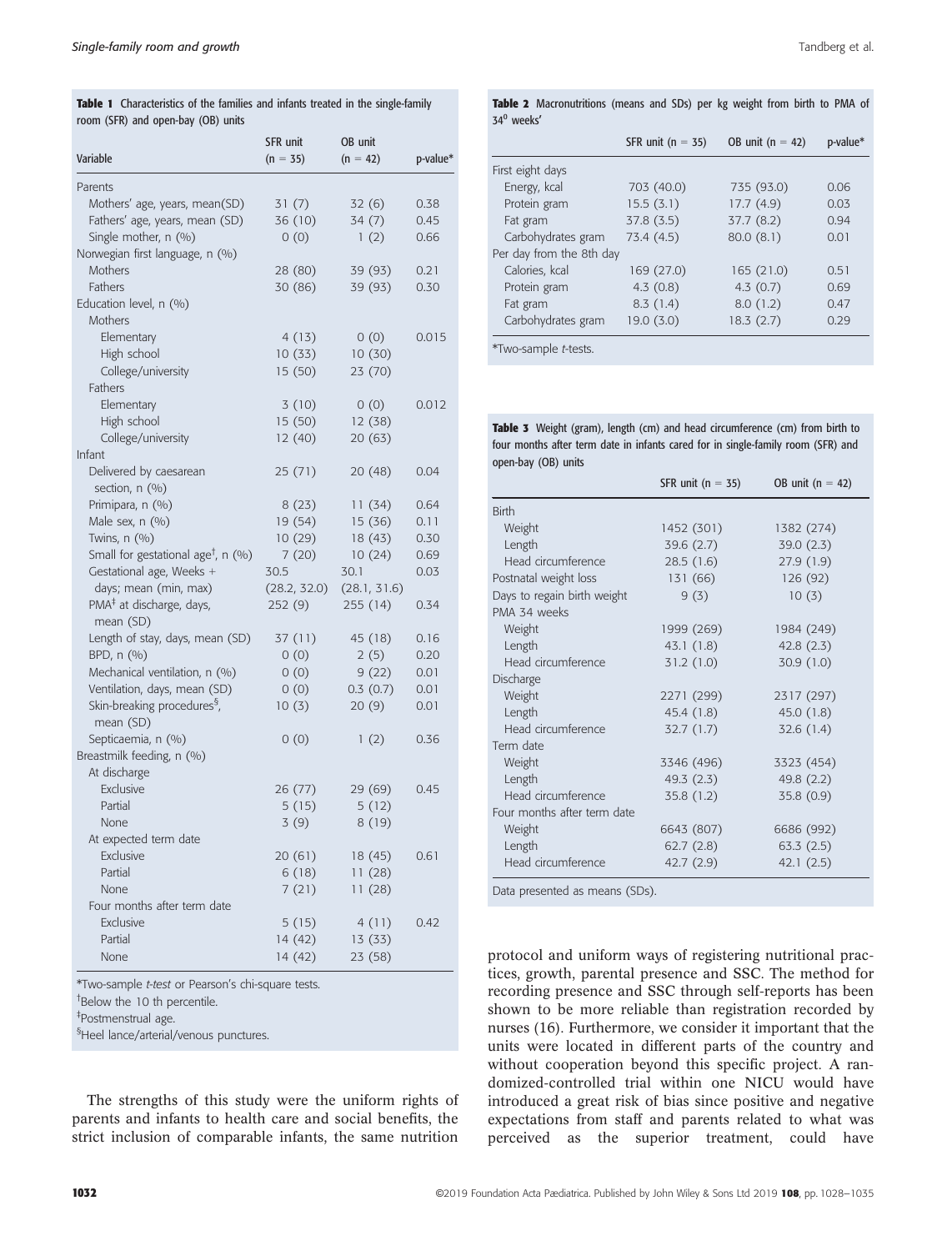**Table 1** Characteristics of the families and infants treated in the single-family room (SFR) and open-bay (OB) units

| Variable | SFR unit (n = 35) | OB unit (n = 42) | p-value* |
|---|---|---|---|
| Parents | | | |
| Mothers' age, years, mean(SD) | 31 (7) | 32 (6) | 0.38 |
| Fathers' age, years, mean (SD) | 36 (10) | 34 (7) | 0.45 |
| Single mother, n (%) | 0 (0) | 1 (2) | 0.66 |
| Norwegian first language, n (%) | | | |
| Mothers | 28 (80) | 39 (93) | 0.21 |
| Fathers | 30 (86) | 39 (93) | 0.30 |
| Education level, n (%) | | | |
| Mothers | | | |
| Elementary | 4 (13) | 0 (0) | 0.015 |
| High school | 10 (33) | 10 (30) | |
| College/university | 15 (50) | 23 (70) | |
| Fathers | | | |
| Elementary | 3 (10) | 0 (0) | 0.012 |
| High school | 15 (50) | 12 (38) | |
| College/university | 12 (40) | 20 (63) | |
| Infant | | | |
| Delivered by caesarean section, n (%) | 25 (71) | 20 (48) | 0.04 |
| Primipara, n (%) | 8 (23) | 11 (34) | 0.64 |
| Male sex, n (%) | 19 (54) | 15 (36) | 0.11 |
| Twins, n (%) | 10 (29) | 18 (43) | 0.30 |
| Small for gestational age[†], n (%) | 7 (20) | 10 (24) | 0.69 |
| Gestational age, Weeks + days; mean (min, max) | 30.5 (28.2, 32.0) | 30.1 (28.1, 31.6) | 0.03 |
| PMA[‡] at discharge, days, mean (SD) | 252 (9) | 255 (14) | 0.34 |
| Length of stay, days, mean (SD) | 37 (11) | 45 (18) | 0.16 |
| BPD, n (%) | 0 (0) | 2 (5) | 0.20 |
| Mechanical ventilation, n (%) | 0 (0) | 9 (22) | 0.01 |
| Ventilation, days, mean (SD) | 0 (0) | 0.3 (0.7) | 0.01 |
| Skin-breaking procedures[§], mean (SD) | 10 (3) | 20 (9) | 0.01 |
| Septicaemia, n (%) | 0 (0) | 1 (2) | 0.36 |
| Breastmilk feeding, n (%) | | | |
| At discharge | | | |
| Exclusive | 26 (77) | 29 (69) | 0.45 |
| Partial | 5 (15) | 5 (12) | |
| None | 3 (9) | 8 (19) | |
| At expected term date | | | |
| Exclusive | 20 (61) | 18 (45) | 0.61 |
| Partial | 6 (18) | 11 (28) | |
| None | 7 (21) | 11 (28) | |
| Four months after term date | | | |
| Exclusive | 5 (15) | 4 (11) | 0.42 |
| Partial | 14 (42) | 13 (33) | |
| None | 14 (42) | 23 (58) | |

*Two-sample *t-test* or Pearson's chi-square tests.

[†]Below the 10 th percentile.

[‡]Postmenstrual age.

[§]Heel lance/arterial/venous punctures.

**Table 2** Macronutritions (means and SDs) per kg weight from birth to PMA of $34^0$ weeks'

| | SFR unit (n = 35) | OB unit (n = 42) | p-value* |
|---|---|---|---|
| First eight days | | | |
| Energy, kcal | 703 (40.0) | 735 (93.0) | 0.06 |
| Protein gram | 15.5 (3.1) | 17.7 (4.9) | 0.03 |
| Fat gram | 37.8 (3.5) | 37.7 (8.2) | 0.94 |
| Carbohydrates gram | 73.4 (4.5) | 80.0 (8.1) | 0.01 |
| Per day from the 8th day | | | |
| Calories, kcal | 169 (27.0) | 165 (21.0) | 0.51 |
| Protein gram | 4.3 (0.8) | 4.3 (0.7) | 0.69 |
| Fat gram | 8.3 (1.4) | 8.0 (1.2) | 0.47 |
| Carbohydrates gram | 19.0 (3.0) | 18.3 (2.7) | 0.29 |

*Two-sample *t*-tests.

**Table 3** Weight (gram), length (cm) and head circumference (cm) from birth to four months after term date in infants cared for in single-family room (SFR) and open-bay (OB) units

| | SFR unit (n = 35) | OB unit (n = 42) |
|---|---|---|
| Birth | | |
| Weight | 1452 (301) | 1382 (274) |
| Length | 39.6 (2.7) | 39.0 (2.3) |
| Head circumference | 28.5 (1.6) | 27.9 (1.9) |
| Postnatal weight loss | 131 (66) | 126 (92) |
| Days to regain birth weight | 9 (3) | 10 (3) |
| PMA 34 weeks | | |
| Weight | 1999 (269) | 1984 (249) |
| Length | 43.1 (1.8) | 42.8 (2.3) |
| Head circumference | 31.2 (1.0) | 30.9 (1.0) |
| Discharge | | |
| Weight | 2271 (299) | 2317 (297) |
| Length | 45.4 (1.8) | 45.0 (1.8) |
| Head circumference | 32.7 (1.7) | 32.6 (1.4) |
| Term date | | |
| Weight | 3346 (496) | 3323 (454) |
| Length | 49.3 (2.3) | 49.8 (2.2) |
| Head circumference | 35.8 (1.2) | 35.8 (0.9) |
| Four months after term date | | |
| Weight | 6643 (807) | 6686 (992) |
| Length | 62.7 (2.8) | 63.3 (2.5) |
| Head circumference | 42.7 (2.9) | 42.1 (2.5) |

Data presented as means (SDs).

The strengths of this study were the uniform rights of parents and infants to health care and social benefits, the strict inclusion of comparable infants, the same nutrition protocol and uniform ways of registering nutritional practices, growth, parental presence and SSC. The method for recording presence and SSC through self-reports has been shown to be more reliable than registration recorded by nurses (16). Furthermore, we consider it important that the units were located in different parts of the country and without cooperation beyond this specific project. A randomized-controlled trial within one NICU would have introduced a great risk of bias since positive and negative expectations from staff and parents related to what was perceived as the superior treatment, could have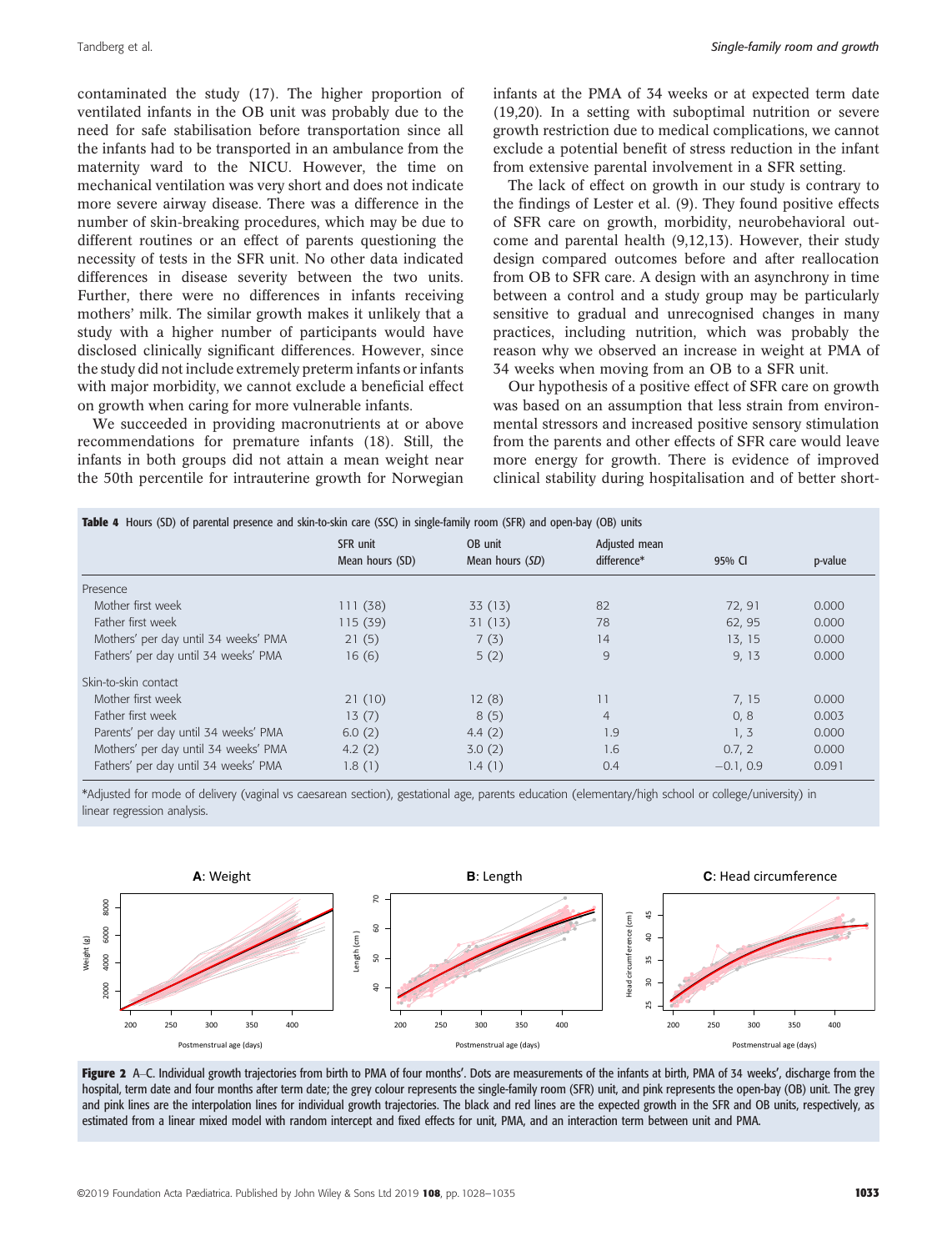contaminated the study (17). The higher proportion of ventilated infants in the OB unit was probably due to the need for safe stabilisation before transportation since all the infants had to be transported in an ambulance from the maternity ward to the NICU. However, the time on mechanical ventilation was very short and does not indicate more severe airway disease. There was a difference in the number of skin-breaking procedures, which may be due to different routines or an effect of parents questioning the necessity of tests in the SFR unit. No other data indicated differences in disease severity between the two units. Further, there were no differences in infants receiving mothers' milk. The similar growth makes it unlikely that a study with a higher number of participants would have disclosed clinically significant differences. However, since the study did not include extremely preterm infants or infants with major morbidity, we cannot exclude a beneficial effect on growth when caring for more vulnerable infants.

We succeeded in providing macronutrients at or above recommendations for premature infants (18). Still, the infants in both groups did not attain a mean weight near the 50th percentile for intrauterine growth for Norwegian infants at the PMA of 34 weeks or at expected term date (19,20). In a setting with suboptimal nutrition or severe growth restriction due to medical complications, we cannot exclude a potential benefit of stress reduction in the infant from extensive parental involvement in a SFR setting.

The lack of effect on growth in our study is contrary to the findings of Lester et al. (9). They found positive effects of SFR care on growth, morbidity, neurobehavioral outcome and parental health (9,12,13). However, their study design compared outcomes before and after reallocation from OB to SFR care. A design with an asynchrony in time between a control and a study group may be particularly sensitive to gradual and unrecognised changes in many practices, including nutrition, which was probably the reason why we observed an increase in weight at PMA of 34 weeks when moving from an OB to a SFR unit.

Our hypothesis of a positive effect of SFR care on growth was based on an assumption that less strain from environmental stressors and increased positive sensory stimulation from the parents and other effects of SFR care would leave more energy for growth. There is evidence of improved clinical stability during hospitalisation and of better short-

**Table 4** Hours (SD) of parental presence and skin-to-skin care (SSC) in single-family room (SFR) and open-bay (OB) units

| | SFR unit Mean hours (SD) | OB unit Mean hours (*SD*) | Adjusted mean difference* | 95% CI | p-value |
|---|---|---|---|---|---|
| Presence | | | | | |
| Mother first week | 111 (38) | 33 (13) | 82 | 72, 91 | 0.000 |
| Father first week | 115 (39) | 31 (13) | 78 | 62, 95 | 0.000 |
| Mothers' per day until 34 weeks' PMA | 21 (5) | 7 (3) | 14 | 13, 15 | 0.000 |
| Fathers' per day until 34 weeks' PMA | 16 (6) | 5 (2) | 9 | 9, 13 | 0.000 |
| Skin-to-skin contact | | | | | |
| Mother first week | 21 (10) | 12 (8) | 11 | 7, 15 | 0.000 |
| Father first week | 13 (7) | 8 (5) | 4 | 0, 8 | 0.003 |
| Parents' per day until 34 weeks' PMA | 6.0 (2) | 4.4 (2) | 1.9 | 1, 3 | 0.000 |
| Mothers' per day until 34 weeks' PMA | 4.2 (2) | 3.0 (2) | 1.6 | 0.7, 2 | 0.000 |
| Fathers' per day until 34 weeks' PMA | 1.8 (1) | 1.4 (1) | 0.4 | −0.1, 0.9 | 0.091 |

*Adjusted for mode of delivery (vaginal vs caesarean section), gestational age, parents education (elementary/high school or college/university) in linear regression analysis.

**Figure 2** A–C. Individual growth trajectories from birth to PMA of four months'. Dots are measurements of the infants at birth, PMA of 34 weeks', discharge from the hospital, term date and four months after term date; the grey colour represents the single-family room (SFR) unit, and pink represents the open-bay (OB) unit. The grey and pink lines are the interpolation lines for individual growth trajectories. The black and red lines are the expected growth in the SFR and OB units, respectively, as estimated from a linear mixed model with random intercept and fixed effects for unit, PMA, and an interaction term between unit and PMA.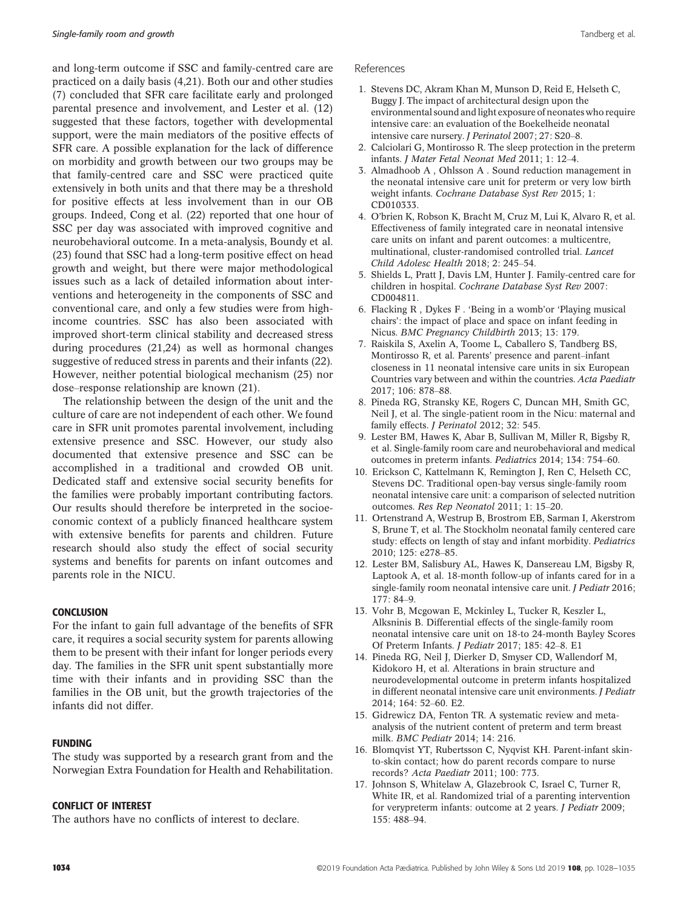and long-term outcome if SSC and family-centred care are practiced on a daily basis (4,21). Both our and other studies (7) concluded that SFR care facilitate early and prolonged parental presence and involvement, and Lester et al. (12) suggested that these factors, together with developmental support, were the main mediators of the positive effects of SFR care. A possible explanation for the lack of difference on morbidity and growth between our two groups may be that family-centred care and SSC were practiced quite extensively in both units and that there may be a threshold for positive effects at less involvement than in our OB groups. Indeed, Cong et al. (22) reported that one hour of SSC per day was associated with improved cognitive and neurobehavioral outcome. In a meta-analysis, Boundy et al. (23) found that SSC had a long-term positive effect on head growth and weight, but there were major methodological issues such as a lack of detailed information about interventions and heterogeneity in the components of SSC and conventional care, and only a few studies were from high-income countries. SSC has also been associated with improved short-term clinical stability and decreased stress during procedures (21,24) as well as hormonal changes suggestive of reduced stress in parents and their infants (22). However, neither potential biological mechanism (25) nor dose–response relationship are known (21).

The relationship between the design of the unit and the culture of care are not independent of each other. We found care in SFR unit promotes parental involvement, including extensive presence and SSC. However, our study also documented that extensive presence and SSC can be accomplished in a traditional and crowded OB unit. Dedicated staff and extensive social security benefits for the families were probably important contributing factors. Our results should therefore be interpreted in the socioeconomic context of a publicly financed healthcare system with extensive benefits for parents and children. Future research should also study the effect of social security systems and benefits for parents on infant outcomes and parents role in the NICU.

## CONCLUSION

For the infant to gain full advantage of the benefits of SFR care, it requires a social security system for parents allowing them to be present with their infant for longer periods every day. The families in the SFR unit spent substantially more time with their infants and in providing SSC than the families in the OB unit, but the growth trajectories of the infants did not differ.

## FUNDING

The study was supported by a research grant from and the Norwegian Extra Foundation for Health and Rehabilitation.

## CONFLICT OF INTEREST

The authors have no conflicts of interest to declare.

## References

1. Stevens DC, Akram Khan M, Munson D, Reid E, Helseth C, Buggy J. The impact of architectural design upon the environmental sound and light exposure of neonates who require intensive care: an evaluation of the Boekelheide neonatal intensive care nursery. *J Perinatol* 2007; 27: S20–8.
2. Calciolari G, Montirosso R. The sleep protection in the preterm infants. *J Mater Fetal Neonat Med* 2011; 1: 12–4.
3. Almadhoob A , Ohlsson A . Sound reduction management in the neonatal intensive care unit for preterm or very low birth weight infants. *Cochrane Database Syst Rev* 2015; 1: CD010333.
4. O'brien K, Robson K, Bracht M, Cruz M, Lui K, Alvaro R, et al. Effectiveness of family integrated care in neonatal intensive care units on infant and parent outcomes: a multicentre, multinational, cluster-randomised controlled trial. *Lancet Child Adolesc Health* 2018; 2: 245–54.
5. Shields L, Pratt J, Davis LM, Hunter J. Family-centred care for children in hospital. *Cochrane Database Syst Rev* 2007: CD004811.
6. Flacking R , Dykes F . 'Being in a womb'or 'Playing musical chairs': the impact of place and space on infant feeding in Nicus. *BMC Pregnancy Childbirth* 2013; 13: 179.
7. Raiskila S, Axelin A, Toome L, Caballero S, Tandberg BS, Montirosso R, et al. Parents' presence and parent–infant closeness in 11 neonatal intensive care units in six European Countries vary between and within the countries. *Acta Paediatr* 2017; 106: 878–88.
8. Pineda RG, Stransky KE, Rogers C, Duncan MH, Smith GC, Neil J, et al. The single-patient room in the Nicu: maternal and family effects. *J Perinatol* 2012; 32: 545.
9. Lester BM, Hawes K, Abar B, Sullivan M, Miller R, Bigsby R, et al. Single-family room care and neurobehavioral and medical outcomes in preterm infants. *Pediatrics* 2014; 134: 754–60.
10. Erickson C, Kattelmann K, Remington J, Ren C, Helseth CC, Stevens DC. Traditional open-bay versus single-family room neonatal intensive care unit: a comparison of selected nutrition outcomes. *Res Rep Neonatol* 2011; 1: 15–20.
11. Ortenstrand A, Westrup B, Brostrom EB, Sarman I, Akerstrom S, Brune T, et al. The Stockholm neonatal family centered care study: effects on length of stay and infant morbidity. *Pediatrics* 2010; 125: e278–85.
12. Lester BM, Salisbury AL, Hawes K, Dansereau LM, Bigsby R, Laptook A, et al. 18-month follow-up of infants cared for in a single-family room neonatal intensive care unit. *J Pediatr* 2016; 177: 84–9.
13. Vohr B, Mcgowan E, Mckinley L, Tucker R, Keszler L, Alksninis B. Differential effects of the single-family room neonatal intensive care unit on 18-to 24-month Bayley Scores Of Preterm Infants. *J Pediatr* 2017; 185: 42–8. E1
14. Pineda RG, Neil J, Dierker D, Smyser CD, Wallendorf M, Kidokoro H, et al. Alterations in brain structure and neurodevelopmental outcome in preterm infants hospitalized in different neonatal intensive care unit environments. *J Pediatr* 2014; 164: 52–60. E2.
15. Gidrewicz DA, Fenton TR. A systematic review and meta-analysis of the nutrient content of preterm and term breast milk. *BMC Pediatr* 2014; 14: 216.
16. Blomqvist YT, Rubertsson C, Nyqvist KH. Parent-infant skin-to-skin contact; how do parent records compare to nurse records? *Acta Paediatr* 2011; 100: 773.
17. Johnson S, Whitelaw A, Glazebrook C, Israel C, Turner R, White IR, et al. Randomized trial of a parenting intervention for verypreterm infants: outcome at 2 years. *J Pediatr* 2009; 155: 488–94.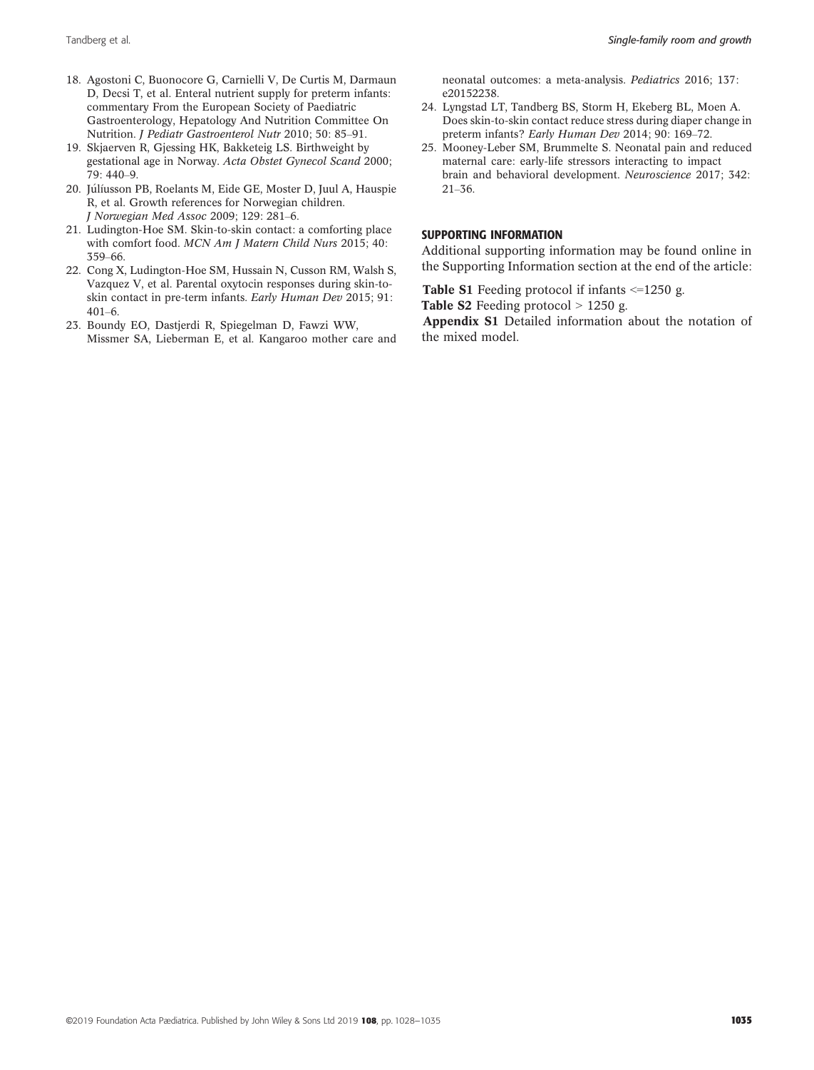18. Agostoni C, Buonocore G, Carnielli V, De Curtis M, Darmaun D, Decsi T, et al. Enteral nutrient supply for preterm infants: commentary From the European Society of Paediatric Gastroenterology, Hepatology And Nutrition Committee On Nutrition. *J Pediatr Gastroenterol Nutr* 2010; 50: 85–91.
19. Skjaerven R, Gjessing HK, Bakketeig LS. Birthweight by gestational age in Norway. *Acta Obstet Gynecol Scand* 2000; 79: 440–9.
20. Júlíusson PB, Roelants M, Eide GE, Moster D, Juul A, Hauspie R, et al. Growth references for Norwegian children. *J Norwegian Med Assoc* 2009; 129: 281–6.
21. Ludington-Hoe SM. Skin-to-skin contact: a comforting place with comfort food. *MCN Am J Matern Child Nurs* 2015; 40: 359–66.
22. Cong X, Ludington-Hoe SM, Hussain N, Cusson RM, Walsh S, Vazquez V, et al. Parental oxytocin responses during skin-to-skin contact in pre-term infants. *Early Human Dev* 2015; 91: 401–6.
23. Boundy EO, Dastjerdi R, Spiegelman D, Fawzi WW, Missmer SA, Lieberman E, et al. Kangaroo mother care and neonatal outcomes: a meta-analysis. *Pediatrics* 2016; 137: e20152238.
24. Lyngstad LT, Tandberg BS, Storm H, Ekeberg BL, Moen A. Does skin-to-skin contact reduce stress during diaper change in preterm infants? *Early Human Dev* 2014; 90: 169–72.
25. Mooney-Leber SM, Brummelte S. Neonatal pain and reduced maternal care: early-life stressors interacting to impact brain and behavioral development. *Neuroscience* 2017; 342: 21–36.

## SUPPORTING INFORMATION

Additional supporting information may be found online in the Supporting Information section at the end of the article:

**Table S1** Feeding protocol if infants <=1250 g.

**Table S2** Feeding protocol > 1250 g.

**Appendix S1** Detailed information about the notation of the mixed model.